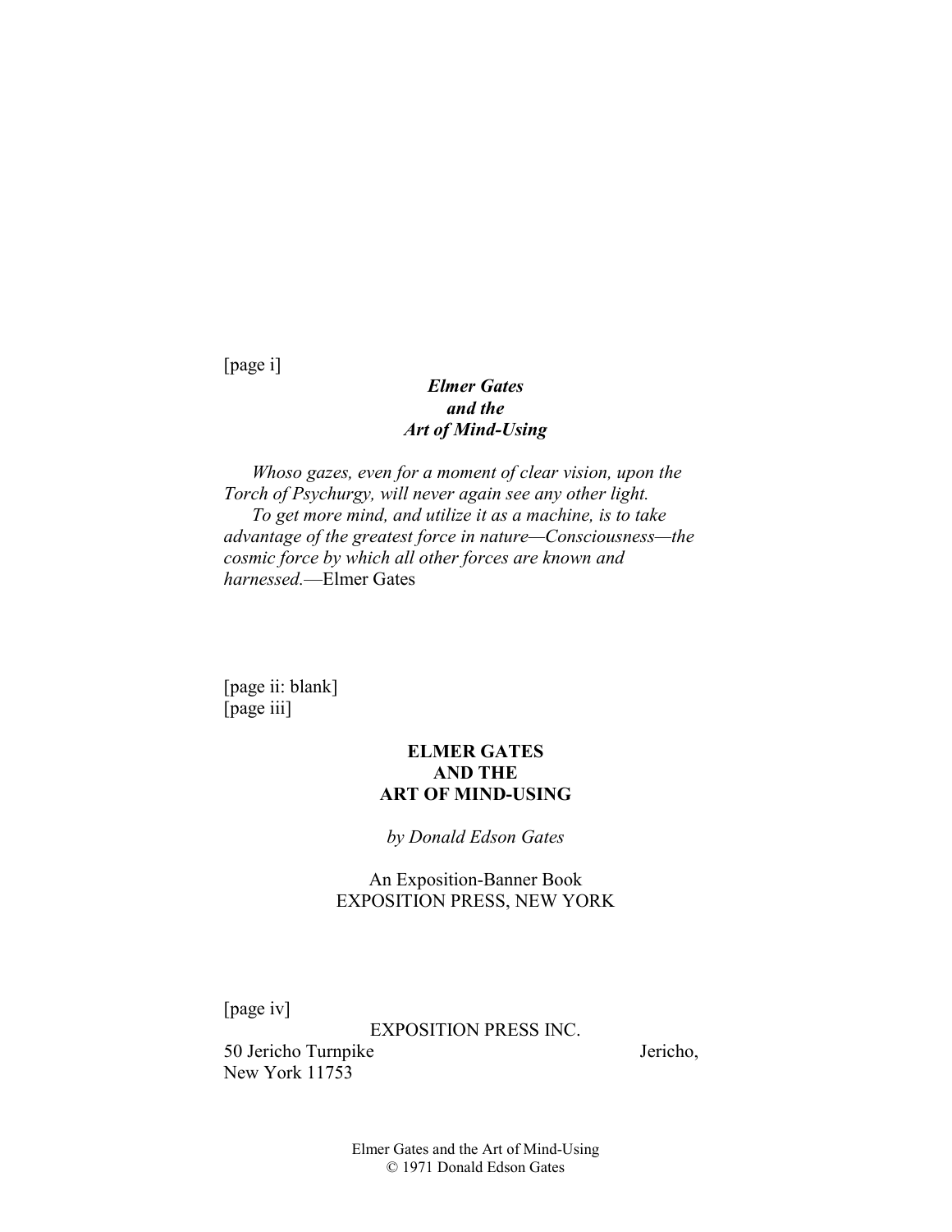[page i]

***Elmer Gates***
***and the***
***Art of Mind-Using***

*Whoso gazes, even for a moment of clear vision, upon the Torch of Psychurgy, will never again see any other light.*

*To get more mind, and utilize it as a machine, is to take advantage of the greatest force in nature—Consciousness—the cosmic force by which all other forces are known and harnessed.*—Elmer Gates

[page ii: blank]
[page iii]

# ELMER GATES AND THE ART OF MIND-USING

*by Donald Edson Gates*

An Exposition-Banner Book
EXPOSITION PRESS, NEW YORK

[page iv]

EXPOSITION PRESS INC.
50 Jericho Turnpike Jericho, New York 11753

Elmer Gates and the Art of Mind-Using
© 1971 Donald Edson Gates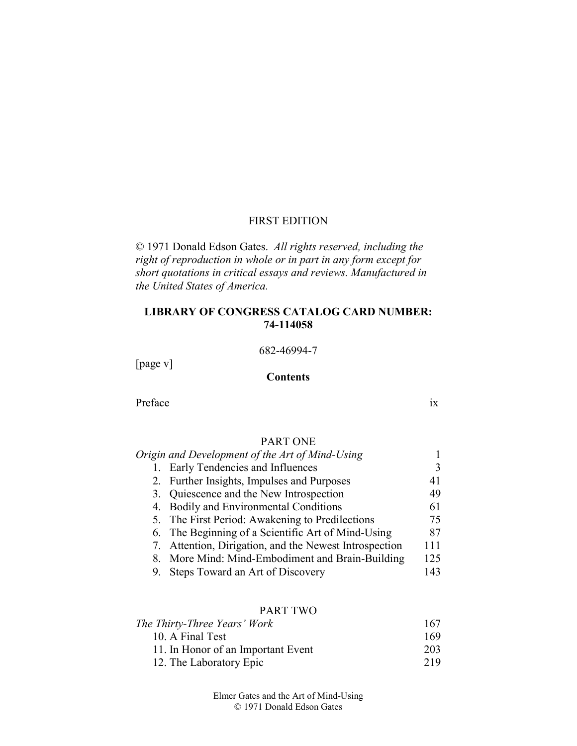FIRST EDITION

© 1971 Donald Edson Gates. *All rights reserved, including the right of reproduction in whole or in part in any form except for short quotations in critical essays and reviews. Manufactured in the United States of America.*

**LIBRARY OF CONGRESS CATALOG CARD NUMBER: 74-114058**

682-46994-7

[page v]

**Contents**

| | |
|---|---|
| Preface | ix |
| | |
| PART ONE | |
| *Origin and Development of the Art of Mind-Using* | 1 |
| 1. Early Tendencies and Influences | 3 |
| 2. Further Insights, Impulses and Purposes | 41 |
| 3. Quiescence and the New Introspection | 49 |
| 4. Bodily and Environmental Conditions | 61 |
| 5. The First Period: Awakening to Predilections | 75 |
| 6. The Beginning of a Scientific Art of Mind-Using | 87 |
| 7. Attention, Dirigation, and the Newest Introspection | 111 |
| 8. More Mind: Mind-Embodiment and Brain-Building | 125 |
| 9. Steps Toward an Art of Discovery | 143 |
| | |
| PART TWO | |
| *The Thirty-Three Years' Work* | 167 |
| 10. A Final Test | 169 |
| 11. In Honor of an Important Event | 203 |
| 12. The Laboratory Epic | 219 |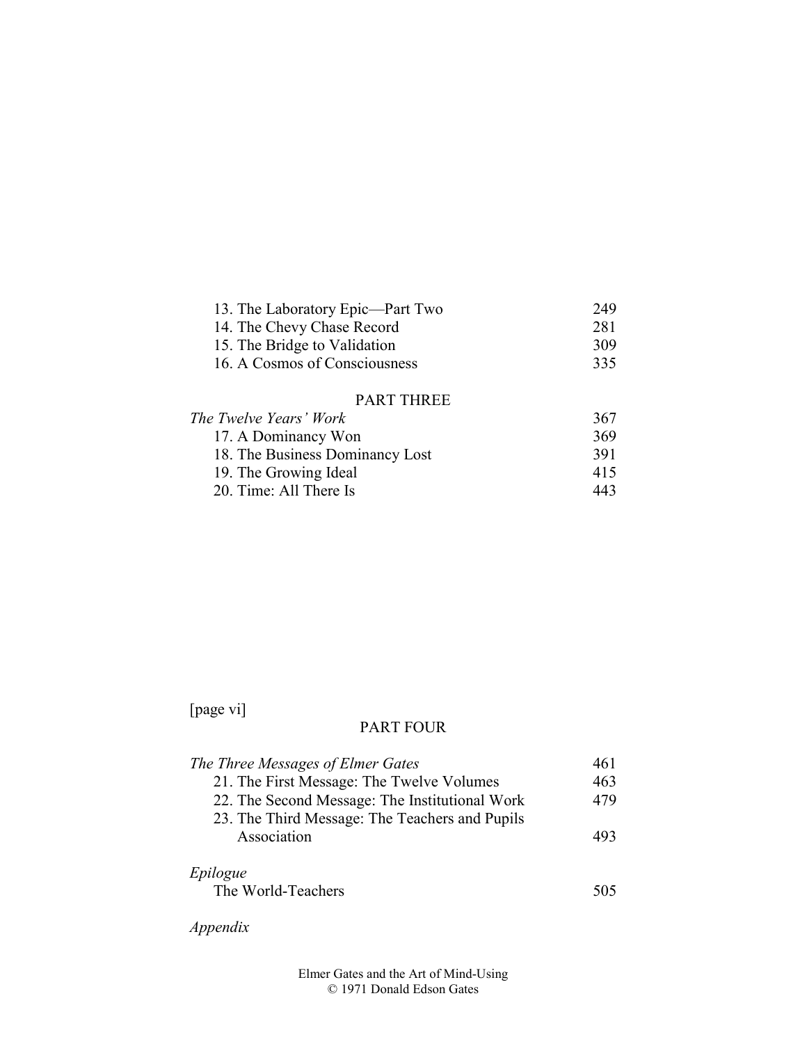| | |
|---|---|
| 13. The Laboratory Epic—Part Two | 249 |
| 14. The Chevy Chase Record | 281 |
| 15. The Bridge to Validation | 309 |
| 16. A Cosmos of Consciousness | 335 |

PART THREE

| | |
|---|---|
| *The Twelve Years' Work* | 367 |
| 17. A Dominancy Won | 369 |
| 18. The Business Dominancy Lost | 391 |
| 19. The Growing Ideal | 415 |
| 20. Time: All There Is | 443 |

[page vi]

PART FOUR

| | |
|---|---|
| *The Three Messages of Elmer Gates* | 461 |
| 21. The First Message: The Twelve Volumes | 463 |
| 22. The Second Message: The Institutional Work | 479 |
| 23. The Third Message: The Teachers and Pupils Association | 493 |

*Epilogue*

| | |
|---|---|
| The World-Teachers | 505 |

*Appendix*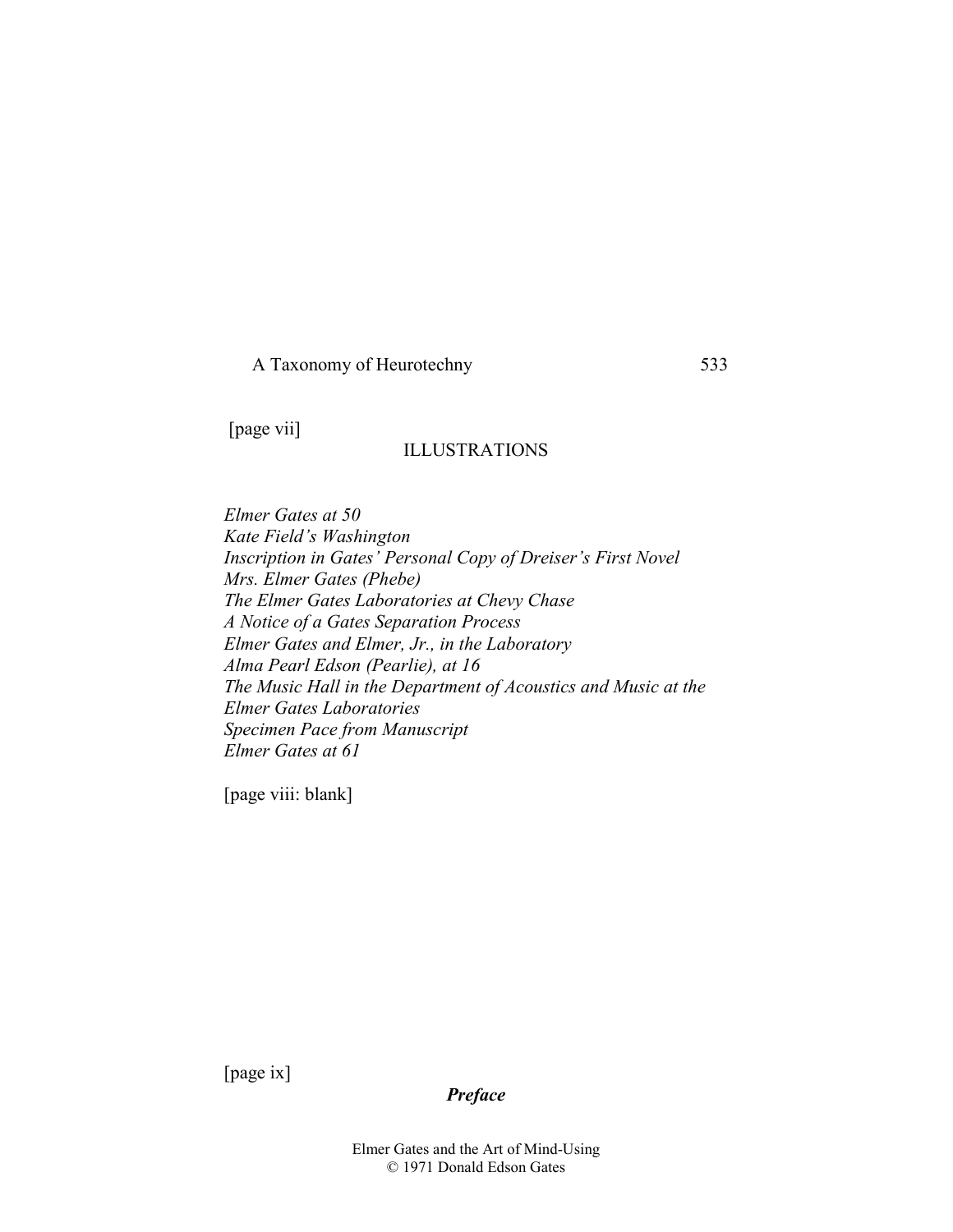[page vii]

## ILLUSTRATIONS

*Elmer Gates at 50*
*Kate Field's Washington*
*Inscription in Gates' Personal Copy of Dreiser's First Novel*
*Mrs. Elmer Gates (Phebe)*
*The Elmer Gates Laboratories at Chevy Chase*
*A Notice of a Gates Separation Process*
*Elmer Gates and Elmer, Jr., in the Laboratory*
*Alma Pearl Edson (Pearlie), at 16*
*The Music Hall in the Department of Acoustics and Music at the Elmer Gates Laboratories*
*Specimen Pace from Manuscript*
*Elmer Gates at 61*

[page viii: blank]

[page ix]

## ***Preface***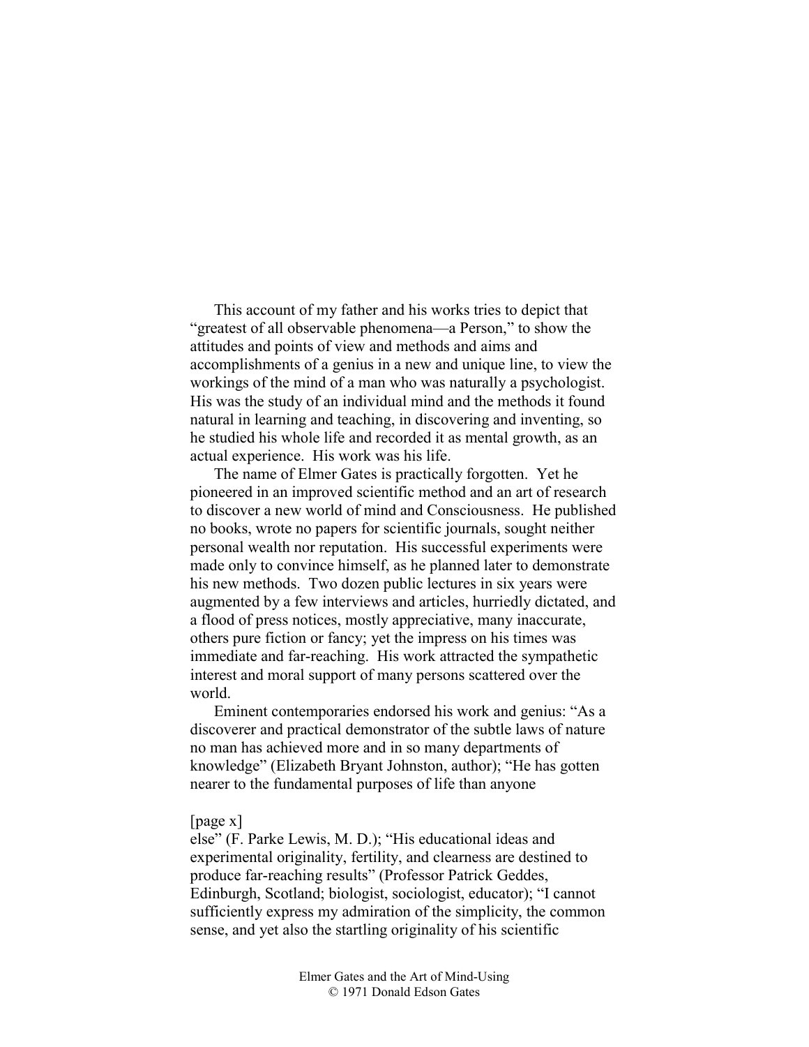This account of my father and his works tries to depict that "greatest of all observable phenomena—a Person," to show the attitudes and points of view and methods and aims and accomplishments of a genius in a new and unique line, to view the workings of the mind of a man who was naturally a psychologist. His was the study of an individual mind and the methods it found natural in learning and teaching, in discovering and inventing, so he studied his whole life and recorded it as mental growth, as an actual experience. His work was his life.

The name of Elmer Gates is practically forgotten. Yet he pioneered in an improved scientific method and an art of research to discover a new world of mind and Consciousness. He published no books, wrote no papers for scientific journals, sought neither personal wealth nor reputation. His successful experiments were made only to convince himself, as he planned later to demonstrate his new methods. Two dozen public lectures in six years were augmented by a few interviews and articles, hurriedly dictated, and a flood of press notices, mostly appreciative, many inaccurate, others pure fiction or fancy; yet the impress on his times was immediate and far-reaching. His work attracted the sympathetic interest and moral support of many persons scattered over the world.

Eminent contemporaries endorsed his work and genius: "As a discoverer and practical demonstrator of the subtle laws of nature no man has achieved more and in so many departments of knowledge" (Elizabeth Bryant Johnston, author); "He has gotten nearer to the fundamental purposes of life than anyone

[page x]

else" (F. Parke Lewis, M. D.); "His educational ideas and experimental originality, fertility, and clearness are destined to produce far-reaching results" (Professor Patrick Geddes, Edinburgh, Scotland; biologist, sociologist, educator); "I cannot sufficiently express my admiration of the simplicity, the common sense, and yet also the startling originality of his scientific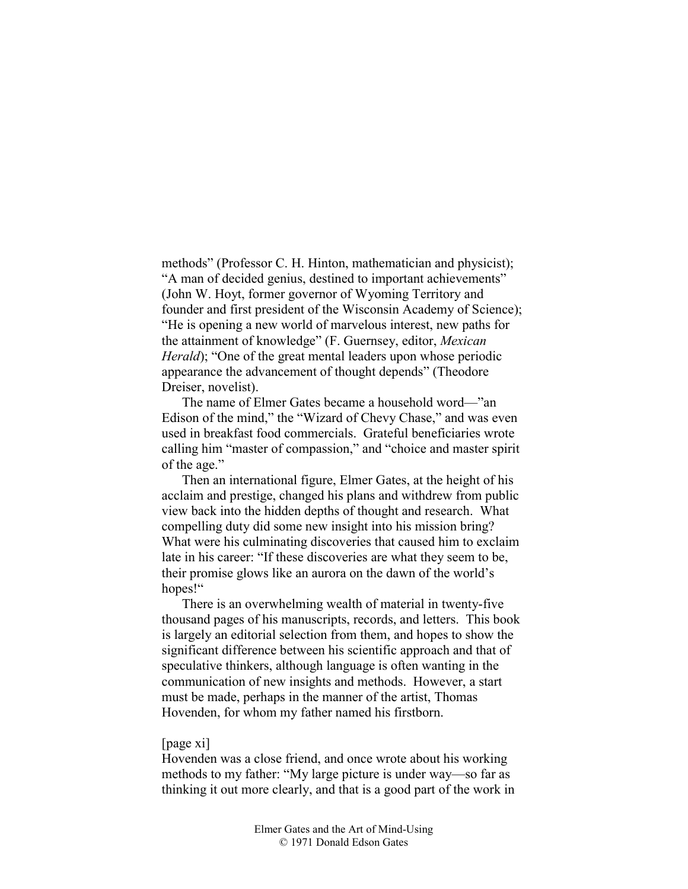methods" (Professor C. H. Hinton, mathematician and physicist); "A man of decided genius, destined to important achievements" (John W. Hoyt, former governor of Wyoming Territory and founder and first president of the Wisconsin Academy of Science); "He is opening a new world of marvelous interest, new paths for the attainment of knowledge" (F. Guernsey, editor, *Mexican Herald*); "One of the great mental leaders upon whose periodic appearance the advancement of thought depends" (Theodore Dreiser, novelist).

The name of Elmer Gates became a household word—"an Edison of the mind," the "Wizard of Chevy Chase," and was even used in breakfast food commercials. Grateful beneficiaries wrote calling him "master of compassion," and "choice and master spirit of the age."

Then an international figure, Elmer Gates, at the height of his acclaim and prestige, changed his plans and withdrew from public view back into the hidden depths of thought and research. What compelling duty did some new insight into his mission bring? What were his culminating discoveries that caused him to exclaim late in his career: "If these discoveries are what they seem to be, their promise glows like an aurora on the dawn of the world's hopes!"

There is an overwhelming wealth of material in twenty-five thousand pages of his manuscripts, records, and letters. This book is largely an editorial selection from them, and hopes to show the significant difference between his scientific approach and that of speculative thinkers, although language is often wanting in the communication of new insights and methods. However, a start must be made, perhaps in the manner of the artist, Thomas Hovenden, for whom my father named his firstborn.

[page xi]

Hovenden was a close friend, and once wrote about his working methods to my father: "My large picture is under way—so far as thinking it out more clearly, and that is a good part of the work in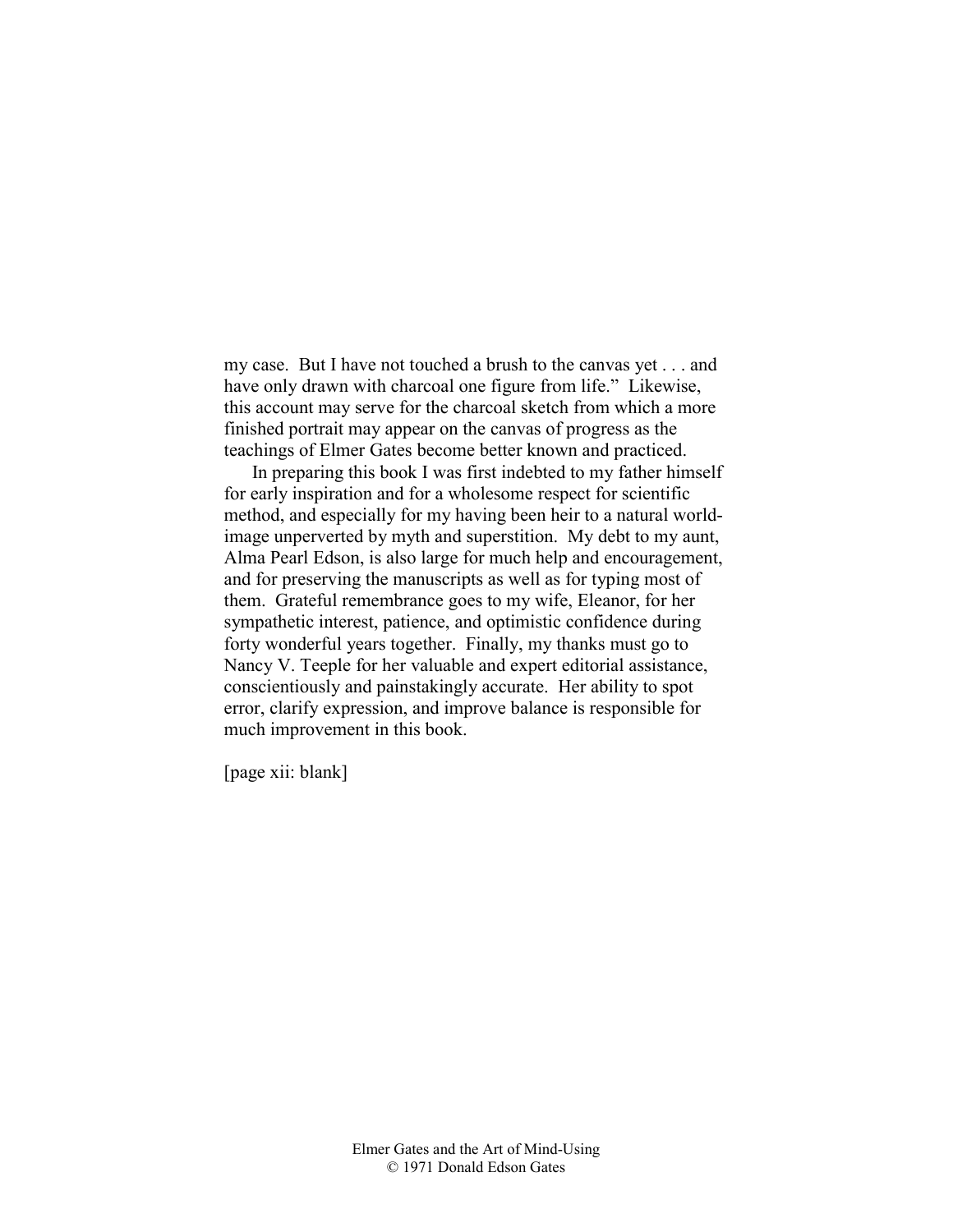my case. But I have not touched a brush to the canvas yet . . . and have only drawn with charcoal one figure from life." Likewise, this account may serve for the charcoal sketch from which a more finished portrait may appear on the canvas of progress as the teachings of Elmer Gates become better known and practiced.

In preparing this book I was first indebted to my father himself for early inspiration and for a wholesome respect for scientific method, and especially for my having been heir to a natural world-image unperverted by myth and superstition. My debt to my aunt, Alma Pearl Edson, is also large for much help and encouragement, and for preserving the manuscripts as well as for typing most of them. Grateful remembrance goes to my wife, Eleanor, for her sympathetic interest, patience, and optimistic confidence during forty wonderful years together. Finally, my thanks must go to Nancy V. Teeple for her valuable and expert editorial assistance, conscientiously and painstakingly accurate. Her ability to spot error, clarify expression, and improve balance is responsible for much improvement in this book.

[page xii: blank]